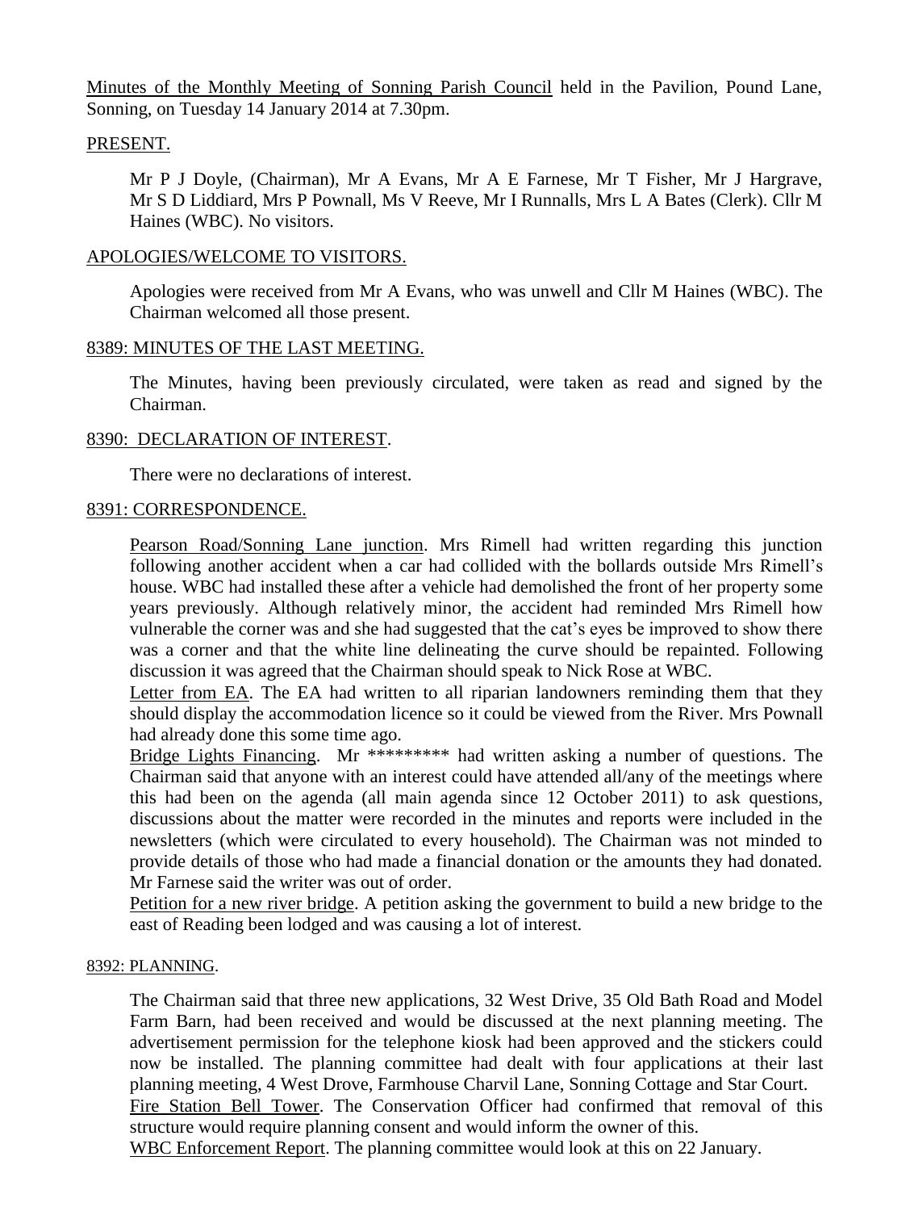Minutes of the Monthly Meeting of Sonning Parish Council held in the Pavilion, Pound Lane, Sonning, on Tuesday 14 January 2014 at 7.30pm.

## PRESENT.

Mr P J Doyle, (Chairman), Mr A Evans, Mr A E Farnese, Mr T Fisher, Mr J Hargrave, Mr S D Liddiard, Mrs P Pownall, Ms V Reeve, Mr I Runnalls, Mrs L A Bates (Clerk). Cllr M Haines (WBC). No visitors.

## APOLOGIES/WELCOME TO VISITORS.

Apologies were received from Mr A Evans, who was unwell and Cllr M Haines (WBC). The Chairman welcomed all those present.

## 8389: MINUTES OF THE LAST MEETING.

The Minutes, having been previously circulated, were taken as read and signed by the Chairman.

## 8390: DECLARATION OF INTEREST.

There were no declarations of interest.

## 8391: CORRESPONDENCE.

Pearson Road/Sonning Lane junction. Mrs Rimell had written regarding this junction following another accident when a car had collided with the bollards outside Mrs Rimell's house. WBC had installed these after a vehicle had demolished the front of her property some years previously. Although relatively minor, the accident had reminded Mrs Rimell how vulnerable the corner was and she had suggested that the cat's eyes be improved to show there was a corner and that the white line delineating the curve should be repainted. Following discussion it was agreed that the Chairman should speak to Nick Rose at WBC.

Letter from EA. The EA had written to all riparian landowners reminding them that they should display the accommodation licence so it could be viewed from the River. Mrs Pownall had already done this some time ago.

Bridge Lights Financing. Mr ********* had written asking a number of questions. The Chairman said that anyone with an interest could have attended all/any of the meetings where this had been on the agenda (all main agenda since 12 October 2011) to ask questions, discussions about the matter were recorded in the minutes and reports were included in the newsletters (which were circulated to every household). The Chairman was not minded to provide details of those who had made a financial donation or the amounts they had donated. Mr Farnese said the writer was out of order.

Petition for a new river bridge. A petition asking the government to build a new bridge to the east of Reading been lodged and was causing a lot of interest.

## 8392: PLANNING.

The Chairman said that three new applications, 32 West Drive, 35 Old Bath Road and Model Farm Barn, had been received and would be discussed at the next planning meeting. The advertisement permission for the telephone kiosk had been approved and the stickers could now be installed. The planning committee had dealt with four applications at their last planning meeting, 4 West Drove, Farmhouse Charvil Lane, Sonning Cottage and Star Court.

Fire Station Bell Tower. The Conservation Officer had confirmed that removal of this structure would require planning consent and would inform the owner of this.

WBC Enforcement Report. The planning committee would look at this on 22 January.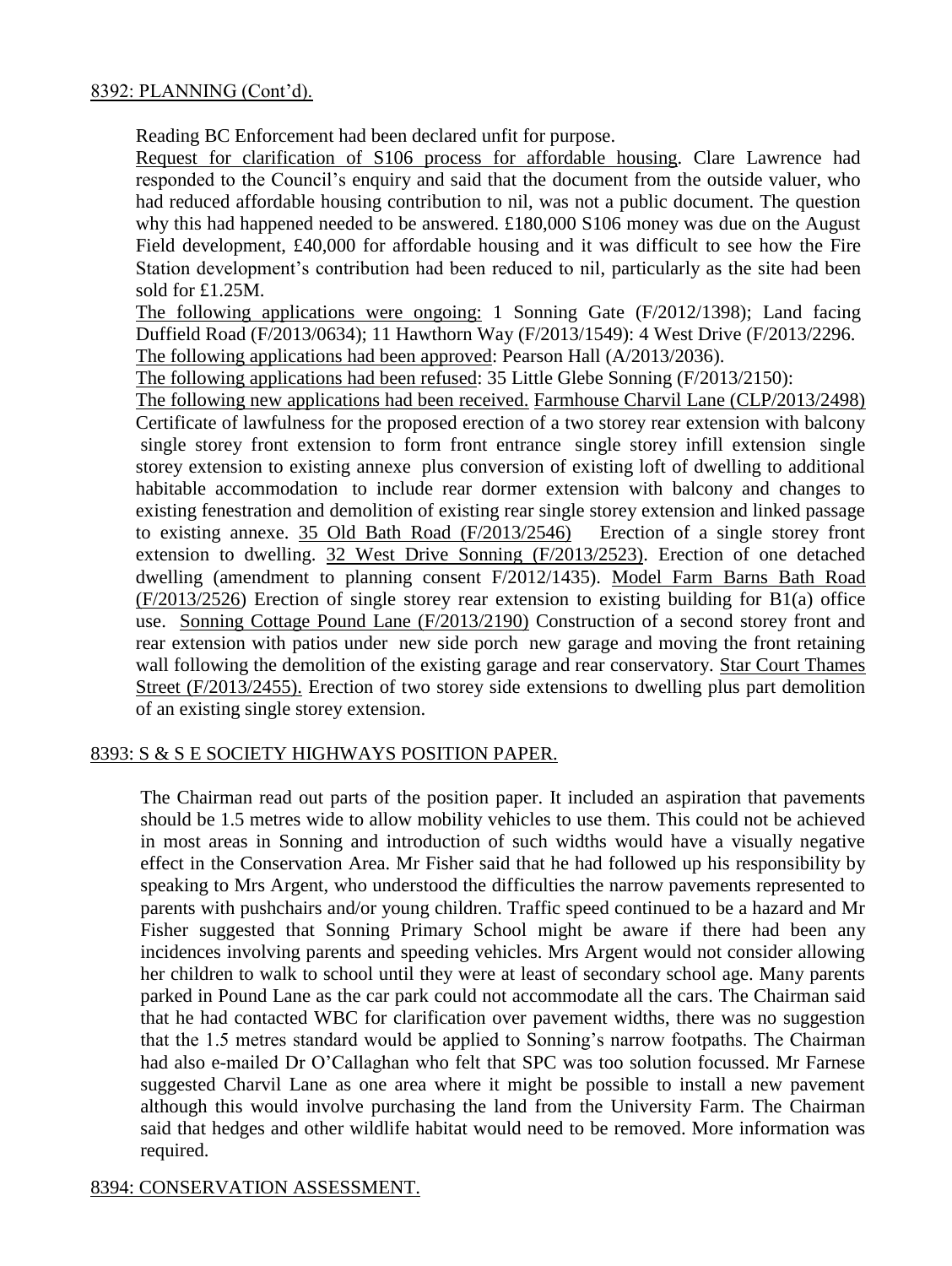8392: PLANNING (Cont'd).

Reading BC Enforcement had been declared unfit for purpose.

Request for clarification of S106 process for affordable housing. Clare Lawrence had responded to the Council's enquiry and said that the document from the outside valuer, who had reduced affordable housing contribution to nil, was not a public document. The question why this had happened needed to be answered. £180,000 S106 money was due on the August Field development, £40,000 for affordable housing and it was difficult to see how the Fire Station development's contribution had been reduced to nil, particularly as the site had been sold for £1.25M.

The following applications were ongoing: 1 Sonning Gate (F/2012/1398); Land facing Duffield Road (F/2013/0634); 11 Hawthorn Way (F/2013/1549): 4 West Drive (F/2013/2296.

The following applications had been approved: Pearson Hall (A/2013/2036).

The following applications had been refused: 35 Little Glebe Sonning (F/2013/2150):

The following new applications had been received. Farmhouse Charvil Lane (CLP/2013/2498) Certificate of lawfulness for the proposed erection of a two storey rear extension with balcony single storey front extension to form front entrance single storey infill extension single storey extension to existing annexe plus conversion of existing loft of dwelling to additional habitable accommodation to include rear dormer extension with balcony and changes to existing fenestration and demolition of existing rear single storey extension and linked passage to existing annexe. 35 Old Bath Road (F/2013/2546) Erection of a single storey front extension to dwelling. 32 West Drive Sonning (F/2013/2523). Erection of one detached dwelling (amendment to planning consent F/2012/1435). Model Farm Barns Bath Road (F/2013/2526) Erection of single storey rear extension to existing building for B1(a) office use. Sonning Cottage Pound Lane (F/2013/2190) Construction of a second storey front and rear extension with patios under new side porch new garage and moving the front retaining wall following the demolition of the existing garage and rear conservatory. Star Court Thames Street (F/2013/2455). Erection of two storey side extensions to dwelling plus part demolition of an existing single storey extension.

8393: S & S E SOCIETY HIGHWAYS POSITION PAPER.

The Chairman read out parts of the position paper. It included an aspiration that pavements should be 1.5 metres wide to allow mobility vehicles to use them. This could not be achieved in most areas in Sonning and introduction of such widths would have a visually negative effect in the Conservation Area. Mr Fisher said that he had followed up his responsibility by speaking to Mrs Argent, who understood the difficulties the narrow pavements represented to parents with pushchairs and/or young children. Traffic speed continued to be a hazard and Mr Fisher suggested that Sonning Primary School might be aware if there had been any incidences involving parents and speeding vehicles. Mrs Argent would not consider allowing her children to walk to school until they were at least of secondary school age. Many parents parked in Pound Lane as the car park could not accommodate all the cars. The Chairman said that he had contacted WBC for clarification over pavement widths, there was no suggestion that the 1.5 metres standard would be applied to Sonning's narrow footpaths. The Chairman had also e-mailed Dr O'Callaghan who felt that SPC was too solution focussed. Mr Farnese suggested Charvil Lane as one area where it might be possible to install a new pavement although this would involve purchasing the land from the University Farm. The Chairman said that hedges and other wildlife habitat would need to be removed. More information was required.

8394: CONSERVATION ASSESSMENT.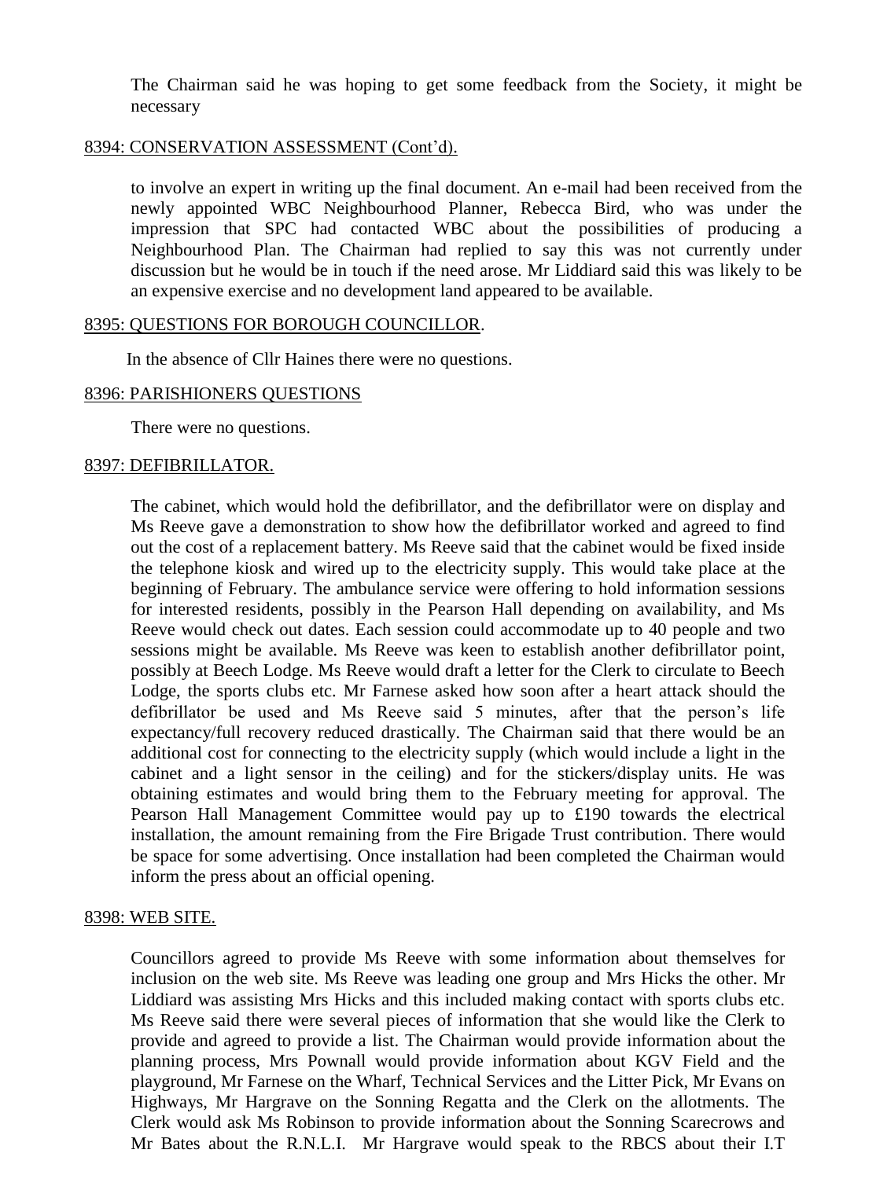The Chairman said he was hoping to get some feedback from the Society, it might be necessary

8394: CONSERVATION ASSESSMENT (Cont'd).

to involve an expert in writing up the final document. An e-mail had been received from the newly appointed WBC Neighbourhood Planner, Rebecca Bird, who was under the impression that SPC had contacted WBC about the possibilities of producing a Neighbourhood Plan. The Chairman had replied to say this was not currently under discussion but he would be in touch if the need arose. Mr Liddiard said this was likely to be an expensive exercise and no development land appeared to be available.

8395: QUESTIONS FOR BOROUGH COUNCILLOR.

In the absence of Cllr Haines there were no questions.

8396: PARISHIONERS QUESTIONS

There were no questions.

8397: DEFIBRILLATOR.

The cabinet, which would hold the defibrillator, and the defibrillator were on display and Ms Reeve gave a demonstration to show how the defibrillator worked and agreed to find out the cost of a replacement battery. Ms Reeve said that the cabinet would be fixed inside the telephone kiosk and wired up to the electricity supply. This would take place at the beginning of February. The ambulance service were offering to hold information sessions for interested residents, possibly in the Pearson Hall depending on availability, and Ms Reeve would check out dates. Each session could accommodate up to 40 people and two sessions might be available. Ms Reeve was keen to establish another defibrillator point, possibly at Beech Lodge. Ms Reeve would draft a letter for the Clerk to circulate to Beech Lodge, the sports clubs etc. Mr Farnese asked how soon after a heart attack should the defibrillator be used and Ms Reeve said 5 minutes, after that the person's life expectancy/full recovery reduced drastically. The Chairman said that there would be an additional cost for connecting to the electricity supply (which would include a light in the cabinet and a light sensor in the ceiling) and for the stickers/display units. He was obtaining estimates and would bring them to the February meeting for approval. The Pearson Hall Management Committee would pay up to £190 towards the electrical installation, the amount remaining from the Fire Brigade Trust contribution. There would be space for some advertising. Once installation had been completed the Chairman would inform the press about an official opening.

8398: WEB SITE.

Councillors agreed to provide Ms Reeve with some information about themselves for inclusion on the web site. Ms Reeve was leading one group and Mrs Hicks the other. Mr Liddiard was assisting Mrs Hicks and this included making contact with sports clubs etc. Ms Reeve said there were several pieces of information that she would like the Clerk to provide and agreed to provide a list. The Chairman would provide information about the planning process, Mrs Pownall would provide information about KGV Field and the playground, Mr Farnese on the Wharf, Technical Services and the Litter Pick, Mr Evans on Highways, Mr Hargrave on the Sonning Regatta and the Clerk on the allotments. The Clerk would ask Ms Robinson to provide information about the Sonning Scarecrows and Mr Bates about the R.N.L.I. Mr Hargrave would speak to the RBCS about their I.T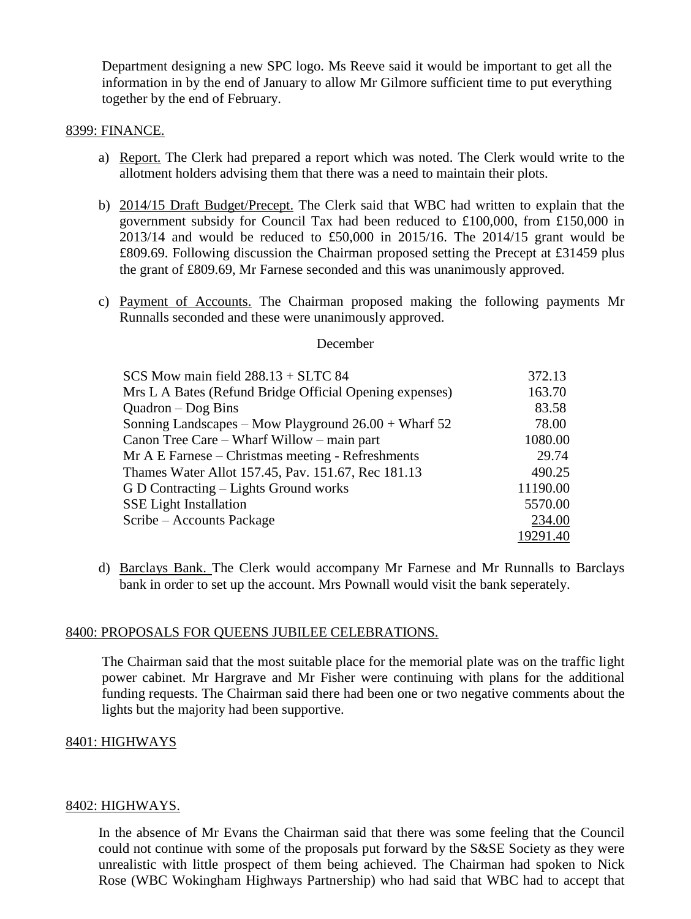Department designing a new SPC logo. Ms Reeve said it would be important to get all the information in by the end of January to allow Mr Gilmore sufficient time to put everything together by the end of February.

## 8399: FINANCE.

a) Report. The Clerk had prepared a report which was noted. The Clerk would write to the allotment holders advising them that there was a need to maintain their plots.

b) 2014/15 Draft Budget/Precept. The Clerk said that WBC had written to explain that the government subsidy for Council Tax had been reduced to £100,000, from £150,000 in 2013/14 and would be reduced to £50,000 in 2015/16. The 2014/15 grant would be £809.69. Following discussion the Chairman proposed setting the Precept at £31459 plus the grant of £809.69, Mr Farnese seconded and this was unanimously approved.

c) Payment of Accounts. The Chairman proposed making the following payments Mr Runnalls seconded and these were unanimously approved.

December

| | |
|---|---|
| SCS Mow main field 288.13 + SLTC 84 | 372.13 |
| Mrs L A Bates (Refund Bridge Official Opening expenses) | 163.70 |
| Quadron – Dog Bins | 83.58 |
| Sonning Landscapes – Mow Playground 26.00 + Wharf 52 | 78.00 |
| Canon Tree Care – Wharf Willow – main part | 1080.00 |
| Mr A E Farnese – Christmas meeting - Refreshments | 29.74 |
| Thames Water Allot 157.45, Pav. 151.67, Rec 181.13 | 490.25 |
| G D Contracting – Lights Ground works | 11190.00 |
| SSE Light Installation | 5570.00 |
| Scribe – Accounts Package | 234.00 |
| | 19291.40 |

d) Barclays Bank. The Clerk would accompany Mr Farnese and Mr Runnalls to Barclays bank in order to set up the account. Mrs Pownall would visit the bank seperately.

## 8400: PROPOSALS FOR QUEENS JUBILEE CELEBRATIONS.

The Chairman said that the most suitable place for the memorial plate was on the traffic light power cabinet. Mr Hargrave and Mr Fisher were continuing with plans for the additional funding requests. The Chairman said there had been one or two negative comments about the lights but the majority had been supportive.

## 8401: HIGHWAYS

## 8402: HIGHWAYS.

In the absence of Mr Evans the Chairman said that there was some feeling that the Council could not continue with some of the proposals put forward by the S&SE Society as they were unrealistic with little prospect of them being achieved. The Chairman had spoken to Nick Rose (WBC Wokingham Highways Partnership) who had said that WBC had to accept that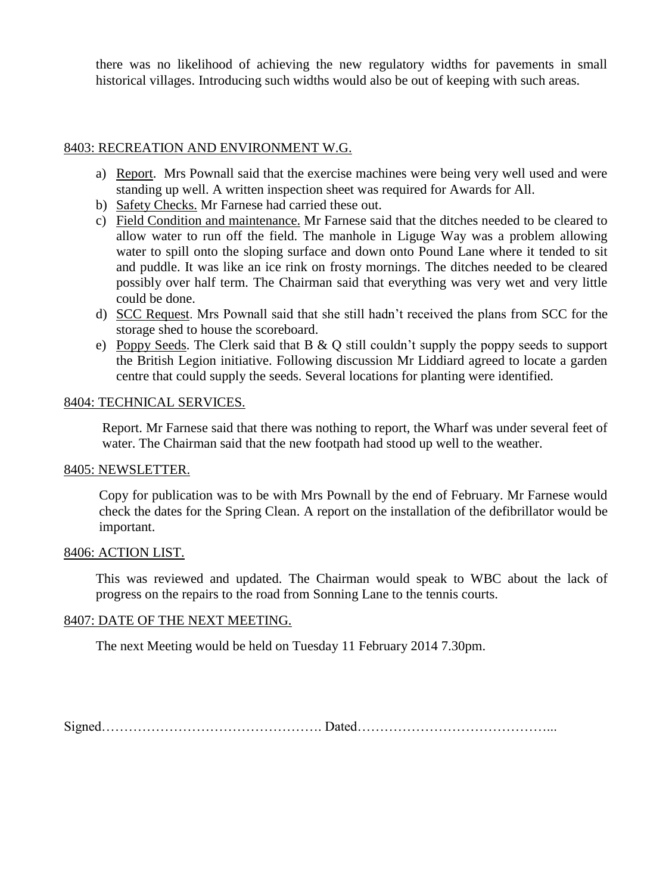there was no likelihood of achieving the new regulatory widths for pavements in small historical villages. Introducing such widths would also be out of keeping with such areas.

8403: RECREATION AND ENVIRONMENT W.G.

a) Report. Mrs Pownall said that the exercise machines were being very well used and were standing up well. A written inspection sheet was required for Awards for All.
b) Safety Checks. Mr Farnese had carried these out.
c) Field Condition and maintenance. Mr Farnese said that the ditches needed to be cleared to allow water to run off the field. The manhole in Liguge Way was a problem allowing water to spill onto the sloping surface and down onto Pound Lane where it tended to sit and puddle. It was like an ice rink on frosty mornings. The ditches needed to be cleared possibly over half term. The Chairman said that everything was very wet and very little could be done.
d) SCC Request. Mrs Pownall said that she still hadn't received the plans from SCC for the storage shed to house the scoreboard.
e) Poppy Seeds. The Clerk said that B & Q still couldn't supply the poppy seeds to support the British Legion initiative. Following discussion Mr Liddiard agreed to locate a garden centre that could supply the seeds. Several locations for planting were identified.

8404: TECHNICAL SERVICES.

Report. Mr Farnese said that there was nothing to report, the Wharf was under several feet of water. The Chairman said that the new footpath had stood up well to the weather.

8405: NEWSLETTER.

Copy for publication was to be with Mrs Pownall by the end of February. Mr Farnese would check the dates for the Spring Clean. A report on the installation of the defibrillator would be important.

8406: ACTION LIST.

This was reviewed and updated. The Chairman would speak to WBC about the lack of progress on the repairs to the road from Sonning Lane to the tennis courts.

8407: DATE OF THE NEXT MEETING.

The next Meeting would be held on Tuesday 11 February 2014 7.30pm.

Signed…………………………………………. Dated……………………………………...